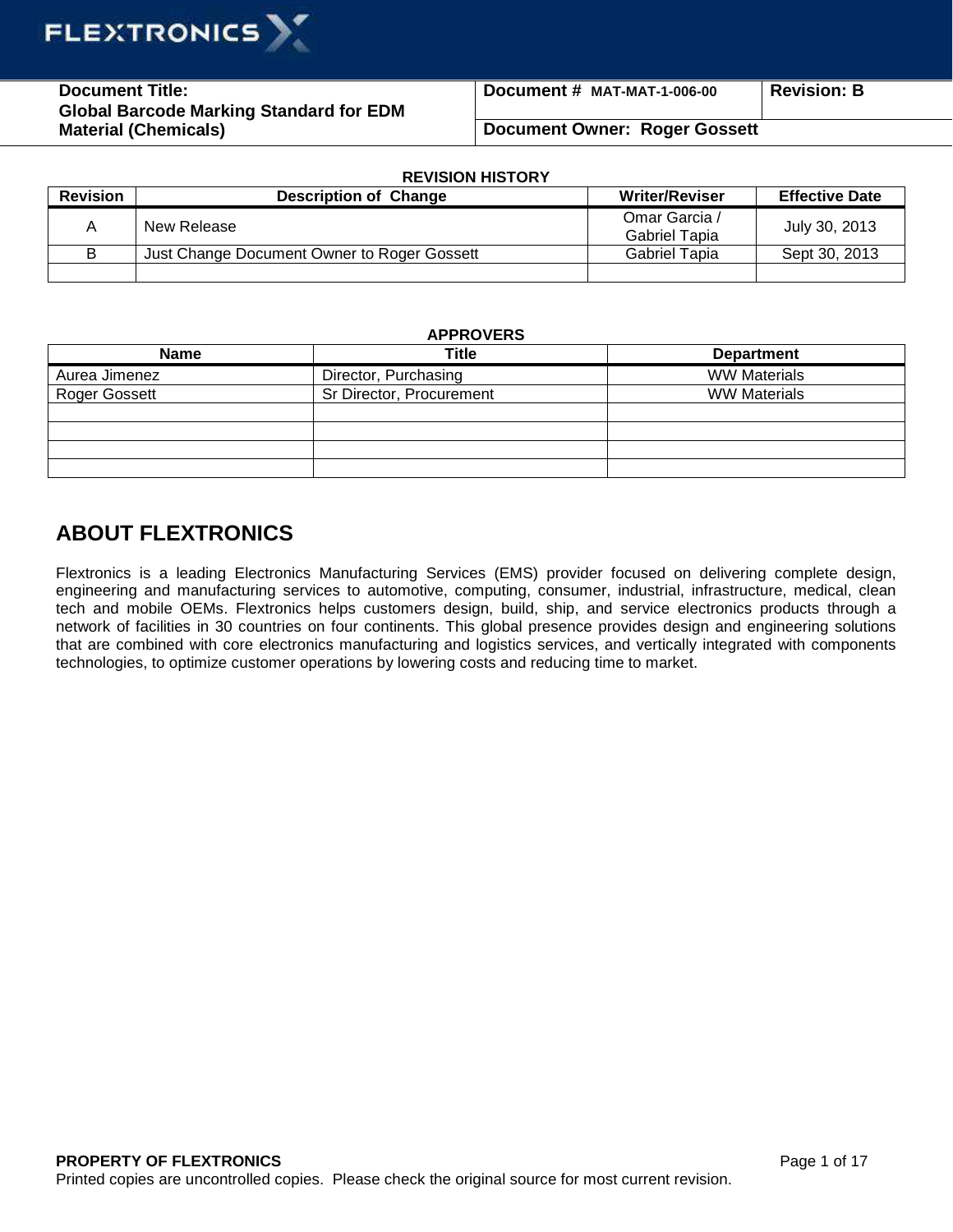| Document Title: Global Barcode Marking Standard for EDM Material (Chemicals) | Document # MAT-MAT-1-006-00 | Revision: B |
| --- | --- | --- |
| | Document Owner: Roger Gossett | |

**REVISION HISTORY**

| Revision | Description of Change | Writer/Reviser | Effective Date |
| --- | --- | --- | --- |
| A | New Release | Omar Garcia / Gabriel Tapia | July 30, 2013 |
| B | Just Change Document Owner to Roger Gossett | Gabriel Tapia | Sept 30, 2013 |
| | | | |

**APPROVERS**

| Name | Title | Department |
| --- | --- | --- |
| Aurea Jimenez | Director, Purchasing | WW Materials |
| Roger Gossett | Sr Director, Procurement | WW Materials |
| | | |
| | | |
| | | |
| | | |

## ABOUT FLEXTRONICS

Flextronics is a leading Electronics Manufacturing Services (EMS) provider focused on delivering complete design, engineering and manufacturing services to automotive, computing, consumer, industrial, infrastructure, medical, clean tech and mobile OEMs. Flextronics helps customers design, build, ship, and service electronics products through a network of facilities in 30 countries on four continents. This global presence provides design and engineering solutions that are combined with core electronics manufacturing and logistics services, and vertically integrated with components technologies, to optimize customer operations by lowering costs and reducing time to market.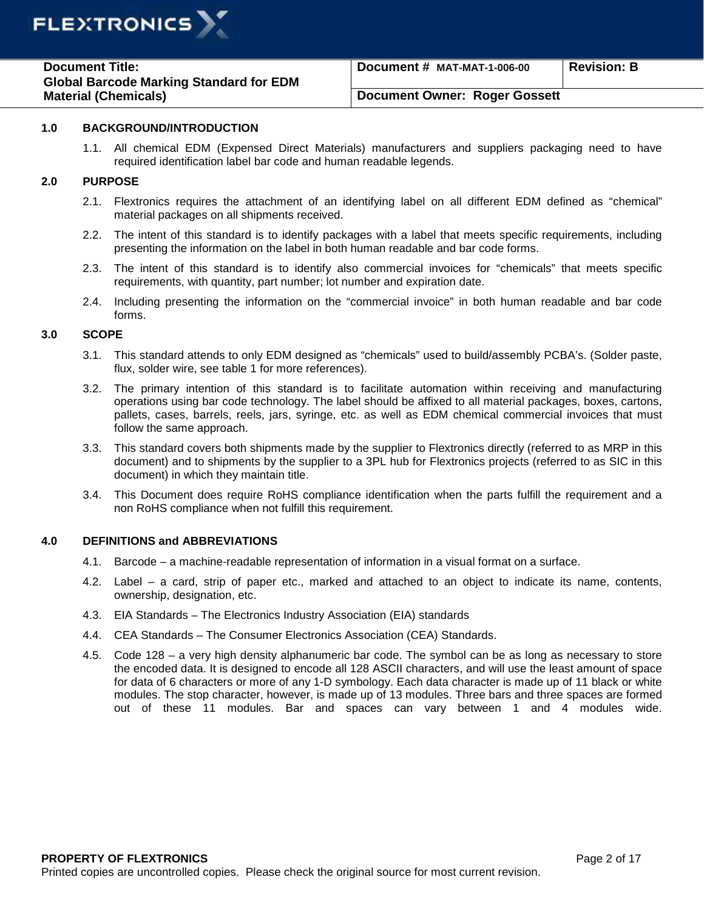## 1.0 BACKGROUND/INTRODUCTION

1.1. All chemical EDM (Expensed Direct Materials) manufacturers and suppliers packaging need to have required identification label bar code and human readable legends.

## 2.0 PURPOSE

2.1. Flextronics requires the attachment of an identifying label on all different EDM defined as "chemical" material packages on all shipments received.

2.2. The intent of this standard is to identify packages with a label that meets specific requirements, including presenting the information on the label in both human readable and bar code forms.

2.3. The intent of this standard is to identify also commercial invoices for "chemicals" that meets specific requirements, with quantity, part number; lot number and expiration date.

2.4. Including presenting the information on the "commercial invoice" in both human readable and bar code forms.

## 3.0 SCOPE

3.1. This standard attends to only EDM designed as "chemicals" used to build/assembly PCBA's. (Solder paste, flux, solder wire, see table 1 for more references).

3.2. The primary intention of this standard is to facilitate automation within receiving and manufacturing operations using bar code technology. The label should be affixed to all material packages, boxes, cartons, pallets, cases, barrels, reels, jars, syringe, etc. as well as EDM chemical commercial invoices that must follow the same approach.

3.3. This standard covers both shipments made by the supplier to Flextronics directly (referred to as MRP in this document) and to shipments by the supplier to a 3PL hub for Flextronics projects (referred to as SIC in this document) in which they maintain title.

3.4. This Document does require RoHS compliance identification when the parts fulfill the requirement and a non RoHS compliance when not fulfill this requirement.

## 4.0 DEFINITIONS and ABBREVIATIONS

4.1. Barcode – a machine-readable representation of information in a visual format on a surface.

4.2. Label – a card, strip of paper etc., marked and attached to an object to indicate its name, contents, ownership, designation, etc.

4.3. EIA Standards – The Electronics Industry Association (EIA) standards

4.4. CEA Standards – The Consumer Electronics Association (CEA) Standards.

4.5. Code 128 – a very high density alphanumeric bar code. The symbol can be as long as necessary to store the encoded data. It is designed to encode all 128 ASCII characters, and will use the least amount of space for data of 6 characters or more of any 1-D symbology. Each data character is made up of 11 black or white modules. The stop character, however, is made up of 13 modules. Three bars and three spaces are formed out of these 11 modules. Bar and spaces can vary between 1 and 4 modules wide.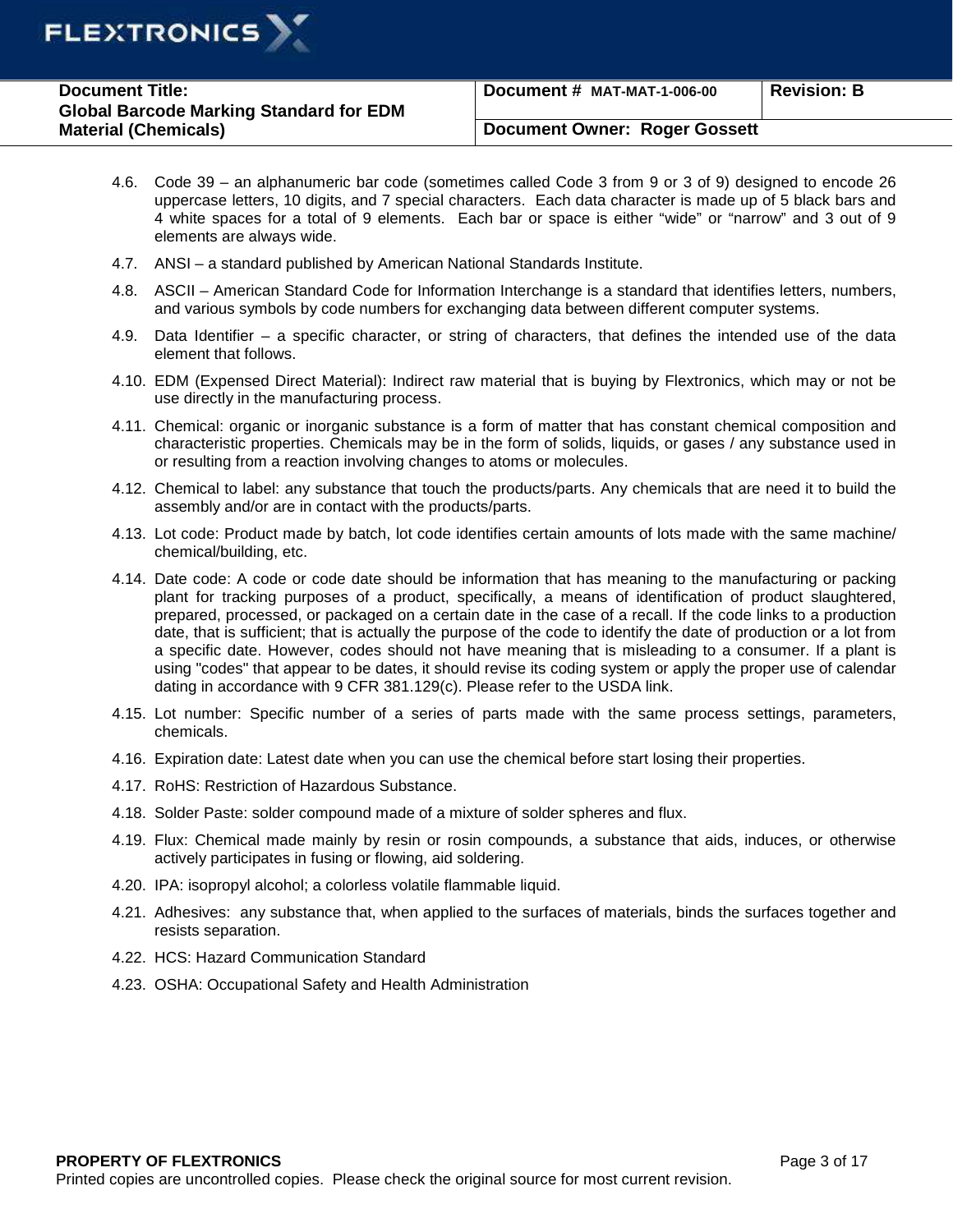4.6. Code 39 – an alphanumeric bar code (sometimes called Code 3 from 9 or 3 of 9) designed to encode 26 uppercase letters, 10 digits, and 7 special characters. Each data character is made up of 5 black bars and 4 white spaces for a total of 9 elements. Each bar or space is either "wide" or "narrow" and 3 out of 9 elements are always wide.

4.7. ANSI – a standard published by American National Standards Institute.

4.8. ASCII – American Standard Code for Information Interchange is a standard that identifies letters, numbers, and various symbols by code numbers for exchanging data between different computer systems.

4.9. Data Identifier – a specific character, or string of characters, that defines the intended use of the data element that follows.

4.10. EDM (Expensed Direct Material): Indirect raw material that is buying by Flextronics, which may or not be use directly in the manufacturing process.

4.11. Chemical: organic or inorganic substance is a form of matter that has constant chemical composition and characteristic properties. Chemicals may be in the form of solids, liquids, or gases / any substance used in or resulting from a reaction involving changes to atoms or molecules.

4.12. Chemical to label: any substance that touch the products/parts. Any chemicals that are need it to build the assembly and/or are in contact with the products/parts.

4.13. Lot code: Product made by batch, lot code identifies certain amounts of lots made with the same machine/ chemical/building, etc.

4.14. Date code: A code or code date should be information that has meaning to the manufacturing or packing plant for tracking purposes of a product, specifically, a means of identification of product slaughtered, prepared, processed, or packaged on a certain date in the case of a recall. If the code links to a production date, that is sufficient; that is actually the purpose of the code to identify the date of production or a lot from a specific date. However, codes should not have meaning that is misleading to a consumer. If a plant is using "codes" that appear to be dates, it should revise its coding system or apply the proper use of calendar dating in accordance with 9 CFR 381.129(c). Please refer to the USDA link.

4.15. Lot number: Specific number of a series of parts made with the same process settings, parameters, chemicals.

4.16. Expiration date: Latest date when you can use the chemical before start losing their properties.

4.17. RoHS: Restriction of Hazardous Substance.

4.18. Solder Paste: solder compound made of a mixture of solder spheres and flux.

4.19. Flux: Chemical made mainly by resin or rosin compounds, a substance that aids, induces, or otherwise actively participates in fusing or flowing, aid soldering.

4.20. IPA: isopropyl alcohol; a colorless volatile flammable liquid.

4.21. Adhesives: any substance that, when applied to the surfaces of materials, binds the surfaces together and resists separation.

4.22. HCS: Hazard Communication Standard

4.23. OSHA: Occupational Safety and Health Administration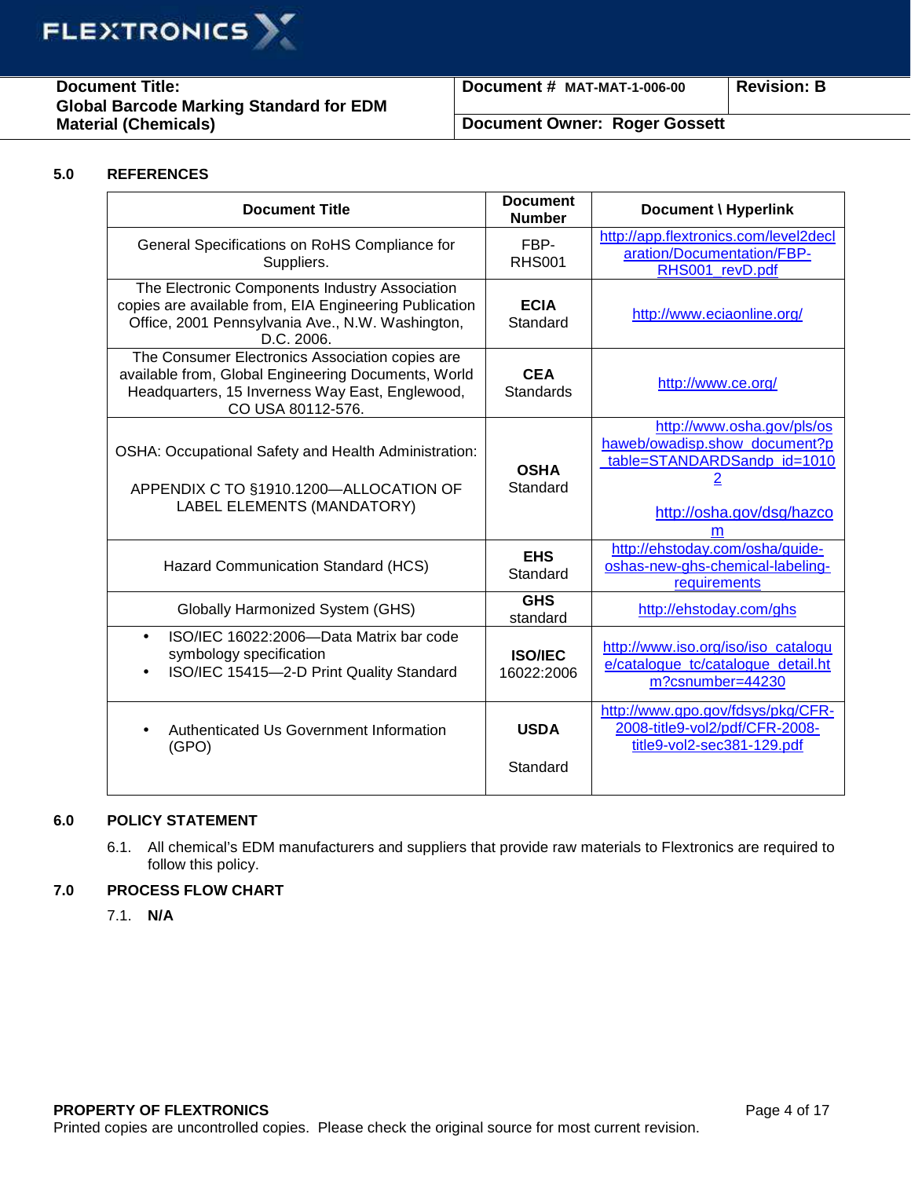## 5.0 REFERENCES

| Document Title | Document Number | Document \ Hyperlink |
|---|---|---|
| General Specifications on RoHS Compliance for Suppliers. | FBP-RHS001 | http://app.flextronics.com/level2declaration/Documentation/FBP-RHS001_revD.pdf |
| The Electronic Components Industry Association copies are available from, EIA Engineering Publication Office, 2001 Pennsylvania Ave., N.W. Washington, D.C. 2006. | **ECIA** Standard | http://www.eciaonline.org/ |
| The Consumer Electronics Association copies are available from, Global Engineering Documents, World Headquarters, 15 Inverness Way East, Englewood, CO USA 80112-576. | **CEA** Standards | http://www.ce.org/ |
| OSHA: Occupational Safety and Health Administration: APPENDIX C TO §1910.1200—ALLOCATION OF LABEL ELEMENTS (MANDATORY) | **OSHA** Standard | http://www.osha.gov/pls/oshaweb/owadisp.show_document?p_table=STANDARDSandp_id=10102 http://osha.gov/dsg/hazcom |
| Hazard Communication Standard (HCS) | **EHS** Standard | http://ehstoday.com/osha/guide-oshas-new-ghs-chemical-labeling-requirements |
| Globally Harmonized System (GHS) | **GHS** standard | http://ehstoday.com/ghs |
| • ISO/IEC 16022:2006—Data Matrix bar code symbology specification • ISO/IEC 15415—2-D Print Quality Standard | **ISO/IEC** 16022:2006 | http://www.iso.org/iso/iso_catalogue/catalogue_tc/catalogue_detail.htm?csnumber=44230 |
| • Authenticated Us Government Information (GPO) | **USDA** Standard | http://www.gpo.gov/fdsys/pkg/CFR-2008-title9-vol2/pdf/CFR-2008-title9-vol2-sec381-129.pdf |

## 6.0 POLICY STATEMENT

6.1. All chemical's EDM manufacturers and suppliers that provide raw materials to Flextronics are required to follow this policy.

## 7.0 PROCESS FLOW CHART

7.1. **N/A**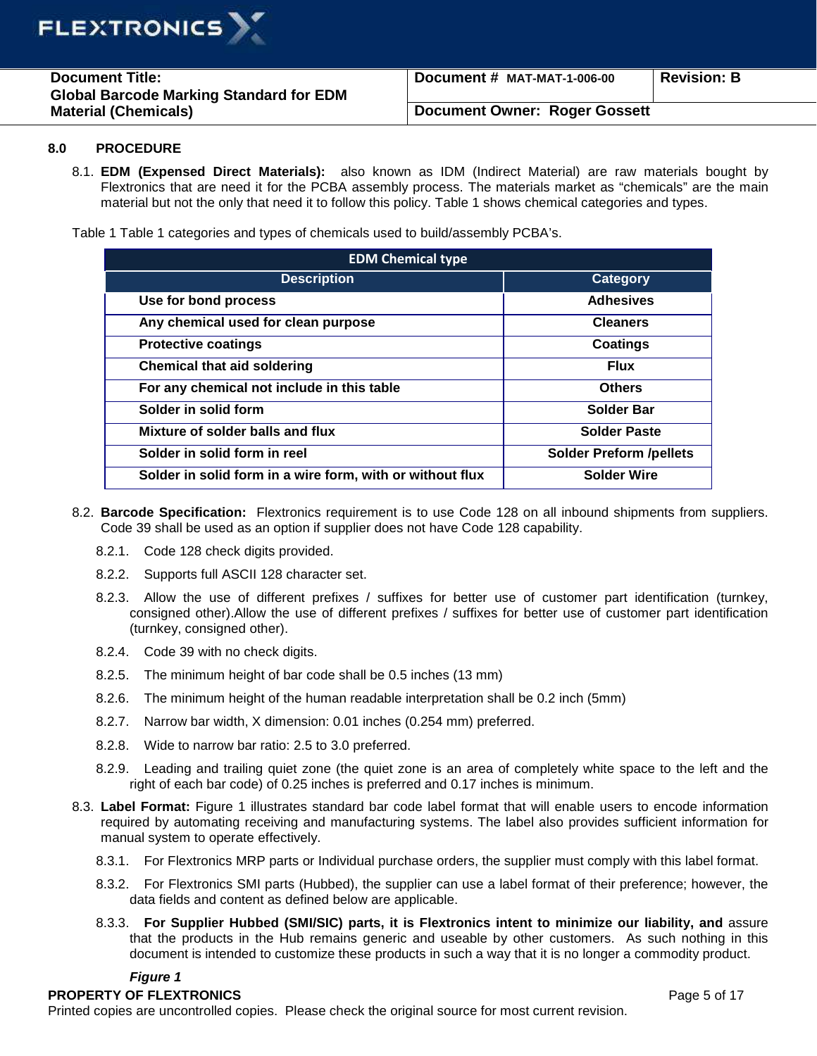## 8.0 PROCEDURE

8.1. **EDM (Expensed Direct Materials):** also known as IDM (Indirect Material) are raw materials bought by Flextronics that are need it for the PCBA assembly process. The materials market as "chemicals" are the main material but not the only that need it to follow this policy. Table 1 shows chemical categories and types.

Table 1 Table 1 categories and types of chemicals used to build/assembly PCBA's.

| EDM Chemical type | |
|---|---|
| **Description** | **Category** |
| **Use for bond process** | **Adhesives** |
| **Any chemical used for clean purpose** | **Cleaners** |
| **Protective coatings** | **Coatings** |
| **Chemical that aid soldering** | **Flux** |
| **For any chemical not include in this table** | **Others** |
| **Solder in solid form** | **Solder Bar** |
| **Mixture of solder balls and flux** | **Solder Paste** |
| **Solder in solid form in reel** | **Solder Preform /pellets** |
| **Solder in solid form in a wire form, with or without flux** | **Solder Wire** |

8.2. **Barcode Specification:** Flextronics requirement is to use Code 128 on all inbound shipments from suppliers. Code 39 shall be used as an option if supplier does not have Code 128 capability.

8.2.1. Code 128 check digits provided.

8.2.2. Supports full ASCII 128 character set.

8.2.3. Allow the use of different prefixes / suffixes for better use of customer part identification (turnkey, consigned other).Allow the use of different prefixes / suffixes for better use of customer part identification (turnkey, consigned other).

8.2.4. Code 39 with no check digits.

8.2.5. The minimum height of bar code shall be 0.5 inches (13 mm)

8.2.6. The minimum height of the human readable interpretation shall be 0.2 inch (5mm)

8.2.7. Narrow bar width, X dimension: 0.01 inches (0.254 mm) preferred.

8.2.8. Wide to narrow bar ratio: 2.5 to 3.0 preferred.

8.2.9. Leading and trailing quiet zone (the quiet zone is an area of completely white space to the left and the right of each bar code) of 0.25 inches is preferred and 0.17 inches is minimum.

8.3. **Label Format:** Figure 1 illustrates standard bar code label format that will enable users to encode information required by automating receiving and manufacturing systems. The label also provides sufficient information for manual system to operate effectively.

8.3.1. For Flextronics MRP parts or Individual purchase orders, the supplier must comply with this label format.

8.3.2. For Flextronics SMI parts (Hubbed), the supplier can use a label format of their preference; however, the data fields and content as defined below are applicable.

8.3.3. **For Supplier Hubbed (SMI/SIC) parts, it is Flextronics intent to minimize our liability, and** assure that the products in the Hub remains generic and useable by other customers. As such nothing in this document is intended to customize these products in such a way that it is no longer a commodity product.

***Figure 1***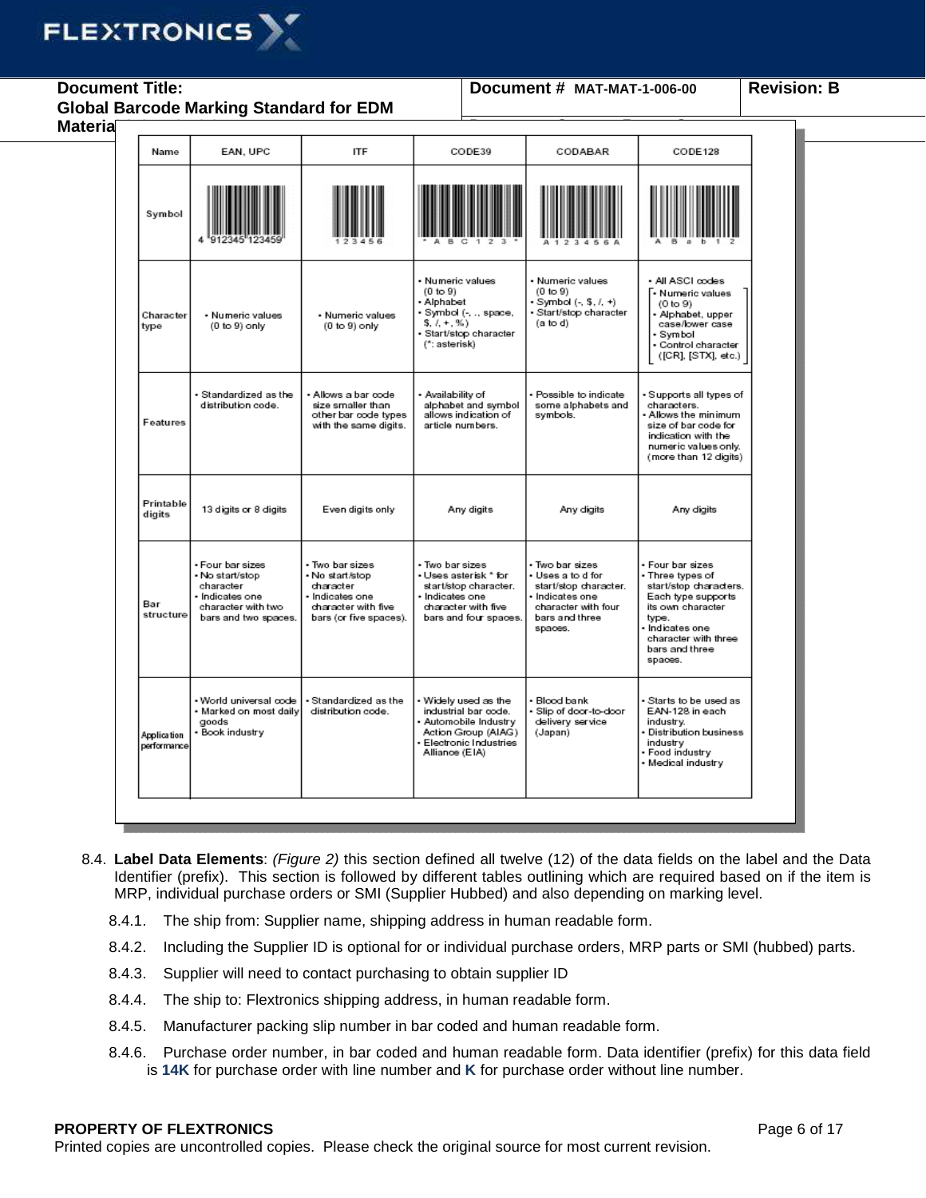| Name | EAN, UPC | ITF | CODE39 | CODABAR | CODE128 |
|---|---|---|---|---|---|
| Symbol | 4 912345 123459 | 1 2 3 4 5 6 | * A B C 1 2 3 * | A 1 2 3 4 5 6 A | A B a b 1 2 |
| Character type | • Numeric values (0 to 9) only | • Numeric values (0 to 9) only | • Numeric values (0 to 9)<br>• Alphabet<br>• Symbol (-, ., space, $, /, +, %)<br>• Start/stop character (*: asterisk) | • Numeric values (0 to 9)<br>• Symbol (-, $, /, +)<br>• Start/stop character (a to d) | • All ASCI codes<br>• Numeric values (0 to 9)<br>• Alphabet, upper case/lower case<br>• Symbol<br>• Control character ([CR], [STX], etc.) |
| Features | • Standardized as the distribution code. | • Allows a bar code size smaller than other bar code types with the same digits. | • Availability of alphabet and symbol allows indication of article numbers. | • Possible to indicate some alphabets and symbols. | • Supports all types of characters.<br>• Allows the minimum size of bar code for indication with the numeric values only. (more than 12 digits) |
| Printable digits | 13 digits or 8 digits | Even digits only | Any digits | Any digits | Any digits |
| Bar structure | • Four bar sizes<br>• No start/stop character<br>• Indicates one character with two bars and two spaces. | • Two bar sizes<br>• No start/stop character<br>• Indicates one character with five bars (or five spaces). | • Two bar sizes<br>• Uses asterisk * for start/stop character.<br>• Indicates one character with five bars and four spaces. | • Two bar sizes<br>• Uses a to d for start/stop character.<br>• Indicates one character with four bars and three spaces. | • Four bar sizes<br>• Three types of start/stop characters. Each type supports its own character type.<br>• Indicates one character with three bars and three spaces. |
| Application performance | • World universal code<br>• Marked on most daily goods<br>• Book industry | • Standardized as the distribution code. | • Widely used as the industrial bar code.<br>• Automobile Industry Action Group (AIAG)<br>• Electronic Industries Alliance (EIA) | • Blood bank<br>• Slip of door-to-door delivery service (Japan) | • Starts to be used as EAN-128 in each industry.<br>• Distribution business industry<br>• Food industry<br>• Medical industry |

8.4. **Label Data Elements**: *(Figure 2)* this section defined all twelve (12) of the data fields on the label and the Data Identifier (prefix). This section is followed by different tables outlining which are required based on if the item is MRP, individual purchase orders or SMI (Supplier Hubbed) and also depending on marking level.

8.4.1. The ship from: Supplier name, shipping address in human readable form.

8.4.2. Including the Supplier ID is optional for or individual purchase orders, MRP parts or SMI (hubbed) parts.

8.4.3. Supplier will need to contact purchasing to obtain supplier ID

8.4.4. The ship to: Flextronics shipping address, in human readable form.

8.4.5. Manufacturer packing slip number in bar coded and human readable form.

8.4.6. Purchase order number, in bar coded and human readable form. Data identifier (prefix) for this data field is **14K** for purchase order with line number and **K** for purchase order without line number.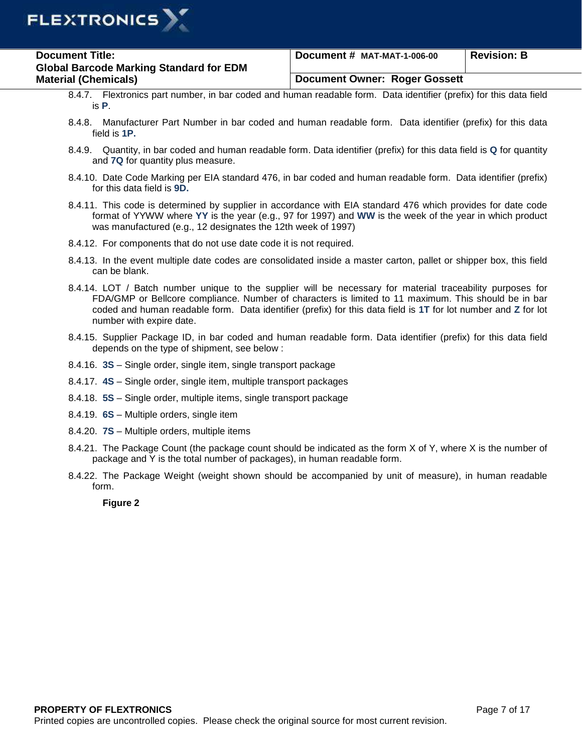8.4.7. Flextronics part number, in bar coded and human readable form. Data identifier (prefix) for this data field is **P**.

8.4.8. Manufacturer Part Number in bar coded and human readable form. Data identifier (prefix) for this data field is **1P.**

8.4.9. Quantity, in bar coded and human readable form. Data identifier (prefix) for this data field is **Q** for quantity and **7Q** for quantity plus measure.

8.4.10. Date Code Marking per EIA standard 476, in bar coded and human readable form. Data identifier (prefix) for this data field is **9D.**

8.4.11. This code is determined by supplier in accordance with EIA standard 476 which provides for date code format of YYWW where **YY** is the year (e.g., 97 for 1997) and **WW** is the week of the year in which product was manufactured (e.g., 12 designates the 12th week of 1997)

8.4.12. For components that do not use date code it is not required.

8.4.13. In the event multiple date codes are consolidated inside a master carton, pallet or shipper box, this field can be blank.

8.4.14. LOT / Batch number unique to the supplier will be necessary for material traceability purposes for FDA/GMP or Bellcore compliance. Number of characters is limited to 11 maximum. This should be in bar coded and human readable form. Data identifier (prefix) for this data field is **1T** for lot number and **Z** for lot number with expire date.

8.4.15. Supplier Package ID, in bar coded and human readable form. Data identifier (prefix) for this data field depends on the type of shipment, see below :

8.4.16. **3S** – Single order, single item, single transport package

8.4.17. **4S** – Single order, single item, multiple transport packages

8.4.18. **5S** – Single order, multiple items, single transport package

8.4.19. **6S** – Multiple orders, single item

8.4.20. **7S** – Multiple orders, multiple items

8.4.21. The Package Count (the package count should be indicated as the form X of Y, where X is the number of package and Y is the total number of packages), in human readable form.

8.4.22. The Package Weight (weight shown should be accompanied by unit of measure), in human readable form.

**Figure 2**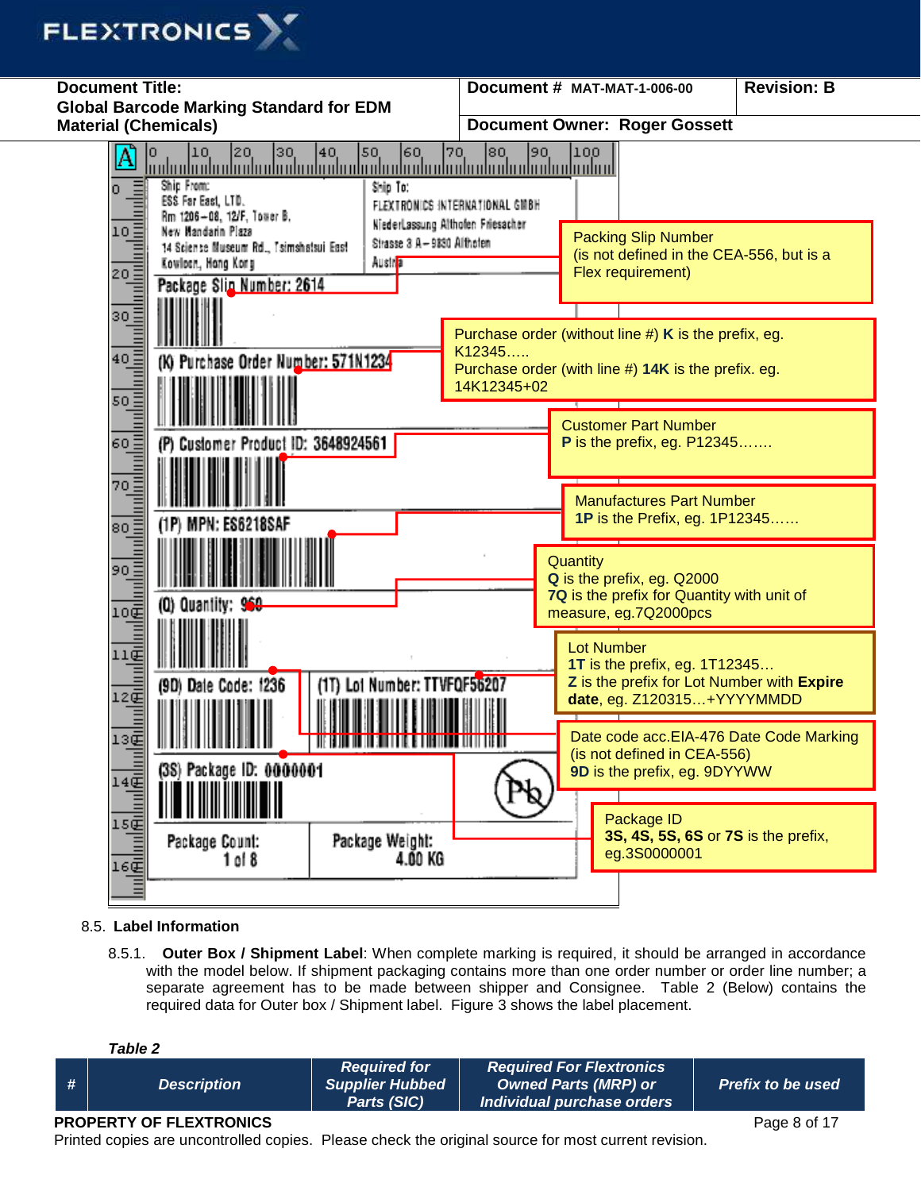Ship From:
ESS Far East, LTD.
Rm 1206–08, 12/F, Tower B,
New Mandarin Plaza
14 Science Museum Rd., Tsimshatsui East
Kowloon, Hong Kong

Ship To:
FLEXTRONICS INTERNATIONAL GMBH
NiederLassung Althofen Friesacher
Strasse 3 A–9330 Althofen
Austria

Package Slip Number: 2614

Packing Slip Number
(is not defined in the CEA-556, but is a Flex requirement)

(K) Purchase Order Number: 571N1234

Purchase order (without line #) **K** is the prefix, eg. K12345…..
Purchase order (with line #) **14K** is the prefix. eg. 14K12345+02

(P) Customer Product ID: 3648924561

Customer Part Number
**P** is the prefix, eg. P12345…….

(1P) MPN: ES6218SAF

Manufactures Part Number
**1P** is the Prefix, eg. 1P12345……

(Q) Quantity: 960

Quantity
**Q** is the prefix, eg. Q2000
**7Q** is the prefix for Quantity with unit of measure, eg.7Q2000pcs

(9D) Date Code: 1236

(1T) Lot Number: TTVFQF56207

Lot Number
**1T** is the prefix, eg. 1T12345…
**Z** is the prefix for Lot Number with **Expire date**, eg. Z120315…+YYYYMMDD

Date code acc.EIA-476 Date Code Marking
(is not defined in CEA-556)
**9D** is the prefix, eg. 9DYYWW

(3S) Package ID: 0000001

Package ID
**3S, 4S, 5S, 6S** or **7S** is the prefix, eg.3S0000001

Package Count: 1 of 8

Package Weight: 4.00 KG

8.5. **Label Information**

8.5.1. **Outer Box / Shipment Label**: When complete marking is required, it should be arranged in accordance with the model below. If shipment packaging contains more than one order number or order line number; a separate agreement has to be made between shipper and Consignee. Table 2 (Below) contains the required data for Outer box / Shipment label. Figure 3 shows the label placement.

***Table 2***

| # | Description | Required for Supplier Hubbed Parts (SIC) | Required For Flextronics Owned Parts (MRP) or Individual purchase orders | Prefix to be used |
|---|---|---|---|---|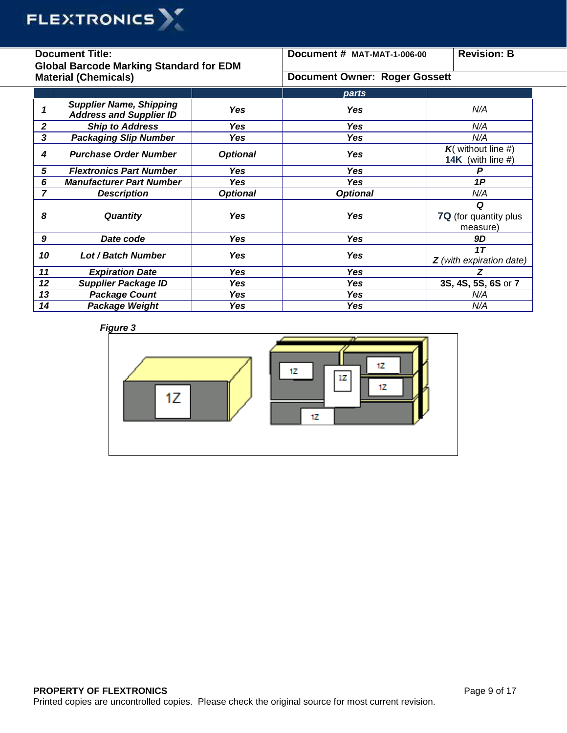| | | | parts | |
|---|---|---|---|---|
| 1 | ***Supplier Name, Shipping Address and Supplier ID*** | ***Yes*** | ***Yes*** | *N/A* |
| 2 | ***Ship to Address*** | ***Yes*** | ***Yes*** | *N/A* |
| 3 | ***Packaging Slip Number*** | ***Yes*** | ***Yes*** | *N/A* |
| 4 | ***Purchase Order Number*** | ***Optional*** | ***Yes*** | ***K***( without line #) **14K** (with line #) |
| 5 | ***Flextronics Part Number*** | ***Yes*** | ***Yes*** | ***P*** |
| 6 | ***Manufacturer Part Number*** | ***Yes*** | ***Yes*** | ***1P*** |
| 7 | ***Description*** | ***Optional*** | ***Optional*** | *N/A* |
| 8 | ***Quantity*** | ***Yes*** | ***Yes*** | ***Q*** **7Q** (for quantity plus measure) |
| 9 | ***Date code*** | ***Yes*** | ***Yes*** | ***9D*** |
| 10 | ***Lot / Batch Number*** | ***Yes*** | ***Yes*** | ***1T*** ***Z*** *(with expiration date)* |
| 11 | ***Expiration Date*** | ***Yes*** | ***Yes*** | ***Z*** |
| 12 | ***Supplier Package ID*** | ***Yes*** | ***Yes*** | **3S, 4S, 5S, 6S** or **7** |
| 13 | ***Package Count*** | ***Yes*** | ***Yes*** | *N/A* |
| 14 | ***Package Weight*** | ***Yes*** | ***Yes*** | *N/A* |

***Figure 3***

1Z 1Z 1Z 1Z 1Z 1Z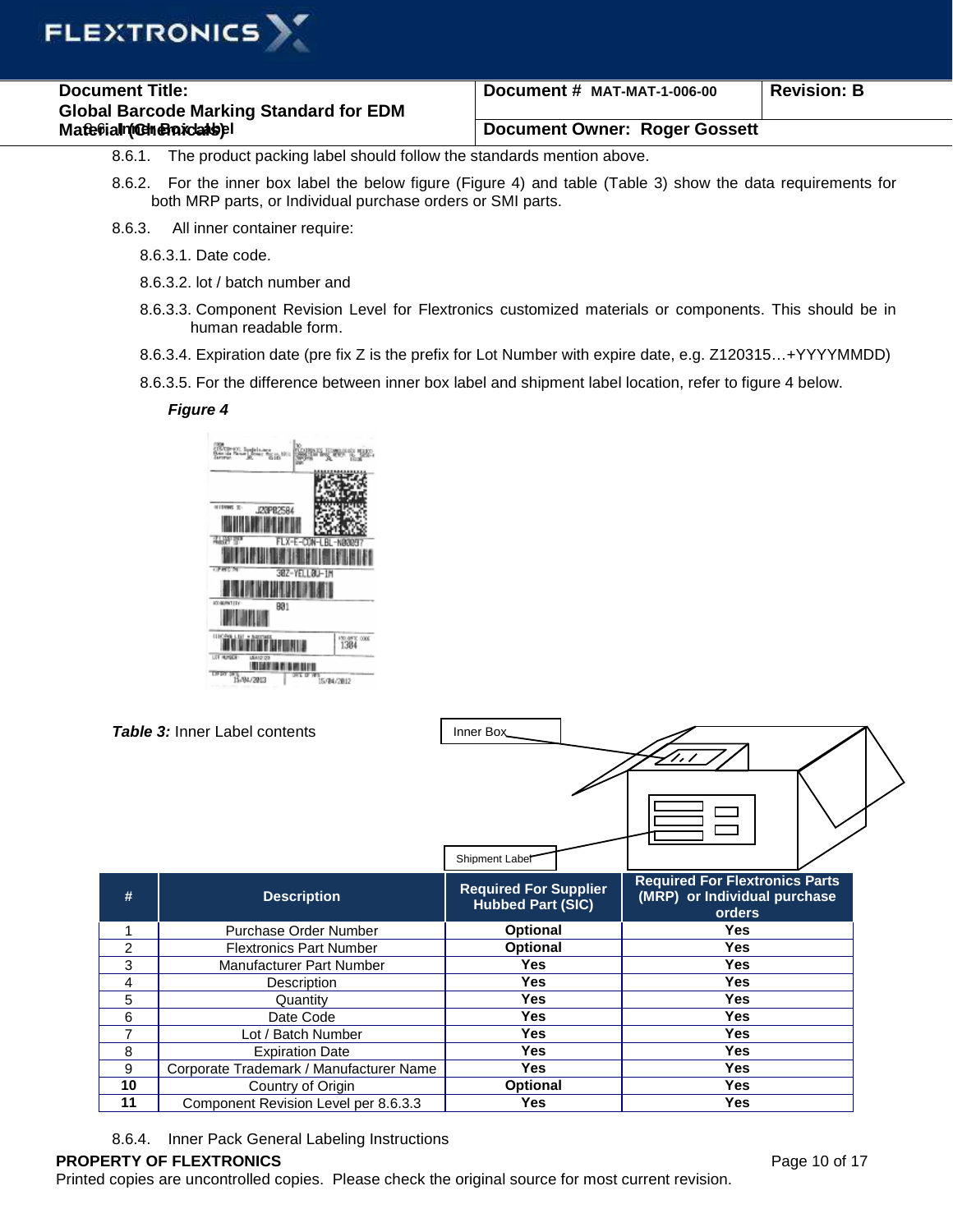8.6.1. The product packing label should follow the standards mention above.

8.6.2. For the inner box label the below figure (Figure 4) and table (Table 3) show the data requirements for both MRP parts, or Individual purchase orders or SMI parts.

8.6.3. All inner container require:

8.6.3.1. Date code.

8.6.3.2. lot / batch number and

8.6.3.3. Component Revision Level for Flextronics customized materials or components. This should be in human readable form.

8.6.3.4. Expiration date (pre fix Z is the prefix for Lot Number with expire date, e.g. Z120315…+YYYYMMDD)

8.6.3.5. For the difference between inner box label and shipment label location, refer to figure 4 below.

***Figure 4***

***Table 3:*** Inner Label contents

| # | Description | Required For Supplier Hubbed Part (SIC) | Required For Flextronics Parts (MRP) or Individual purchase orders |
|---|---|---|---|
| 1 | Purchase Order Number | **Optional** | **Yes** |
| 2 | Flextronics Part Number | **Optional** | **Yes** |
| 3 | Manufacturer Part Number | **Yes** | **Yes** |
| 4 | Description | **Yes** | **Yes** |
| 5 | Quantity | **Yes** | **Yes** |
| 6 | Date Code | **Yes** | **Yes** |
| 7 | Lot / Batch Number | **Yes** | **Yes** |
| 8 | Expiration Date | **Yes** | **Yes** |
| 9 | Corporate Trademark / Manufacturer Name | **Yes** | **Yes** |
| **10** | Country of Origin | **Optional** | **Yes** |
| **11** | Component Revision Level per 8.6.3.3 | **Yes** | **Yes** |

8.6.4. Inner Pack General Labeling Instructions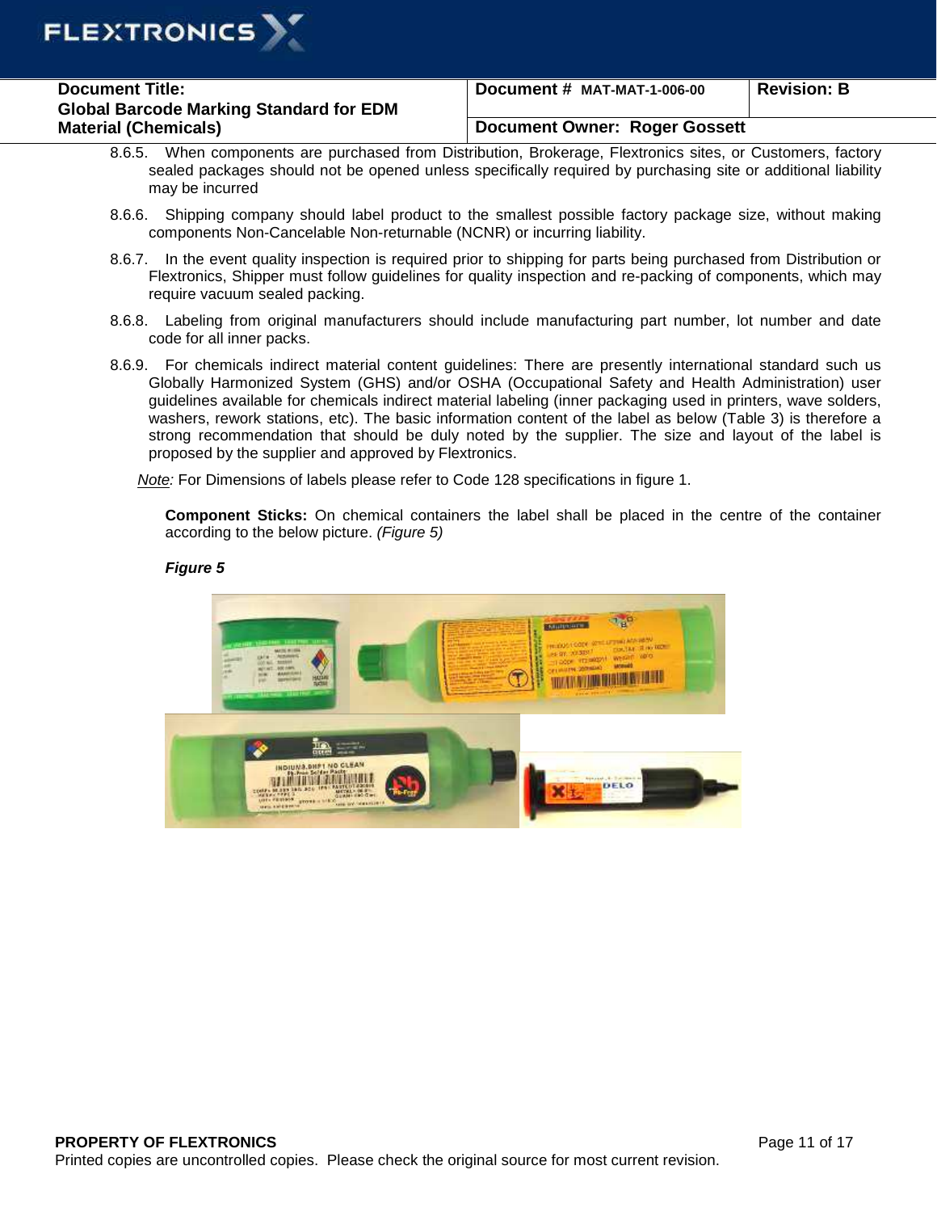8.6.5. When components are purchased from Distribution, Brokerage, Flextronics sites, or Customers, factory sealed packages should not be opened unless specifically required by purchasing site or additional liability may be incurred

8.6.6. Shipping company should label product to the smallest possible factory package size, without making components Non-Cancelable Non-returnable (NCNR) or incurring liability.

8.6.7. In the event quality inspection is required prior to shipping for parts being purchased from Distribution or Flextronics, Shipper must follow guidelines for quality inspection and re-packing of components, which may require vacuum sealed packing.

8.6.8. Labeling from original manufacturers should include manufacturing part number, lot number and date code for all inner packs.

8.6.9. For chemicals indirect material content guidelines: There are presently international standard such us Globally Harmonized System (GHS) and/or OSHA (Occupational Safety and Health Administration) user guidelines available for chemicals indirect material labeling (inner packaging used in printers, wave solders, washers, rework stations, etc). The basic information content of the label as below (Table 3) is therefore a strong recommendation that should be duly noted by the supplier. The size and layout of the label is proposed by the supplier and approved by Flextronics.

*Note:* For Dimensions of labels please refer to Code 128 specifications in figure 1.

**Component Sticks:** On chemical containers the label shall be placed in the centre of the container according to the below picture. *(Figure 5)*

***Figure 5***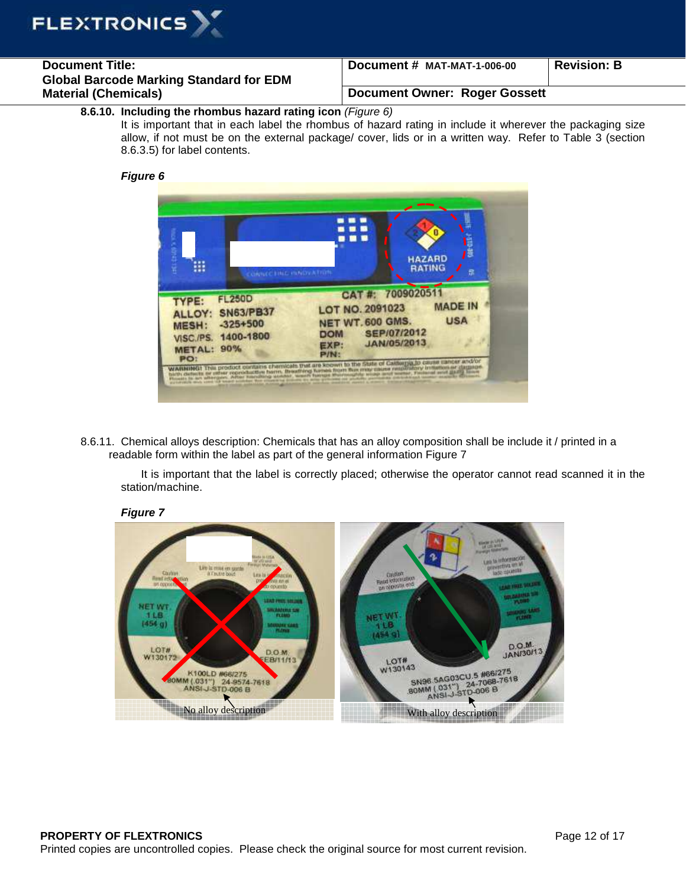**8.6.10. Including the rhombus hazard rating icon** *(Figure 6)*

It is important that in each label the rhombus of hazard rating in include it wherever the packaging size allow, if not must be on the external package/ cover, lids or in a written way. Refer to Table 3 (section 8.6.3.5) for label contents.

***Figure 6***

8.6.11. Chemical alloys description: Chemicals that has an alloy composition shall be include it / printed in a readable form within the label as part of the general information Figure 7

It is important that the label is correctly placed; otherwise the operator cannot read scanned it in the station/machine.

***Figure 7***

No alloy description

With alloy description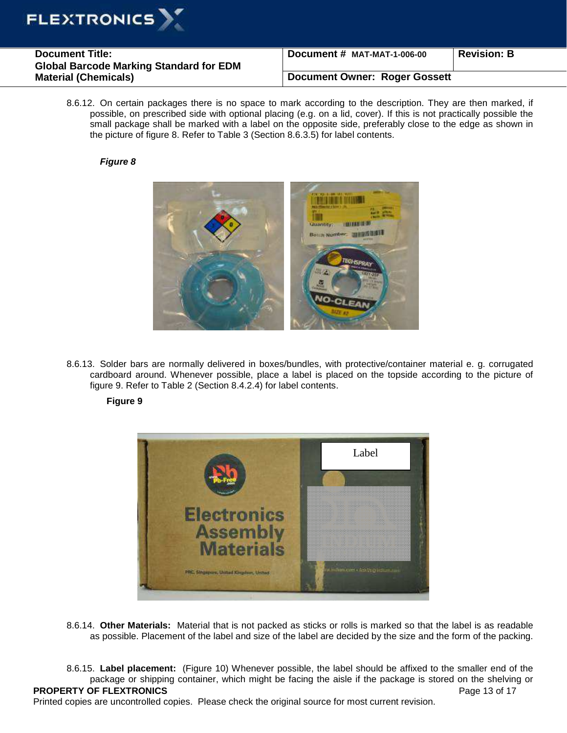8.6.12. On certain packages there is no space to mark according to the description. They are then marked, if possible, on prescribed side with optional placing (e.g. on a lid, cover). If this is not practically possible the small package shall be marked with a label on the opposite side, preferably close to the edge as shown in the picture of figure 8. Refer to Table 3 (Section 8.6.3.5) for label contents.

***Figure 8***

8.6.13. Solder bars are normally delivered in boxes/bundles, with protective/container material e. g. corrugated cardboard around. Whenever possible, place a label is placed on the topside according to the picture of figure 9. Refer to Table 2 (Section 8.4.2.4) for label contents.

**Figure 9**

8.6.14. **Other Materials:** Material that is not packed as sticks or rolls is marked so that the label is as readable as possible. Placement of the label and size of the label are decided by the size and the form of the packing.

8.6.15. **Label placement:** (Figure 10) Whenever possible, the label should be affixed to the smaller end of the package or shipping container, which might be facing the aisle if the package is stored on the shelving or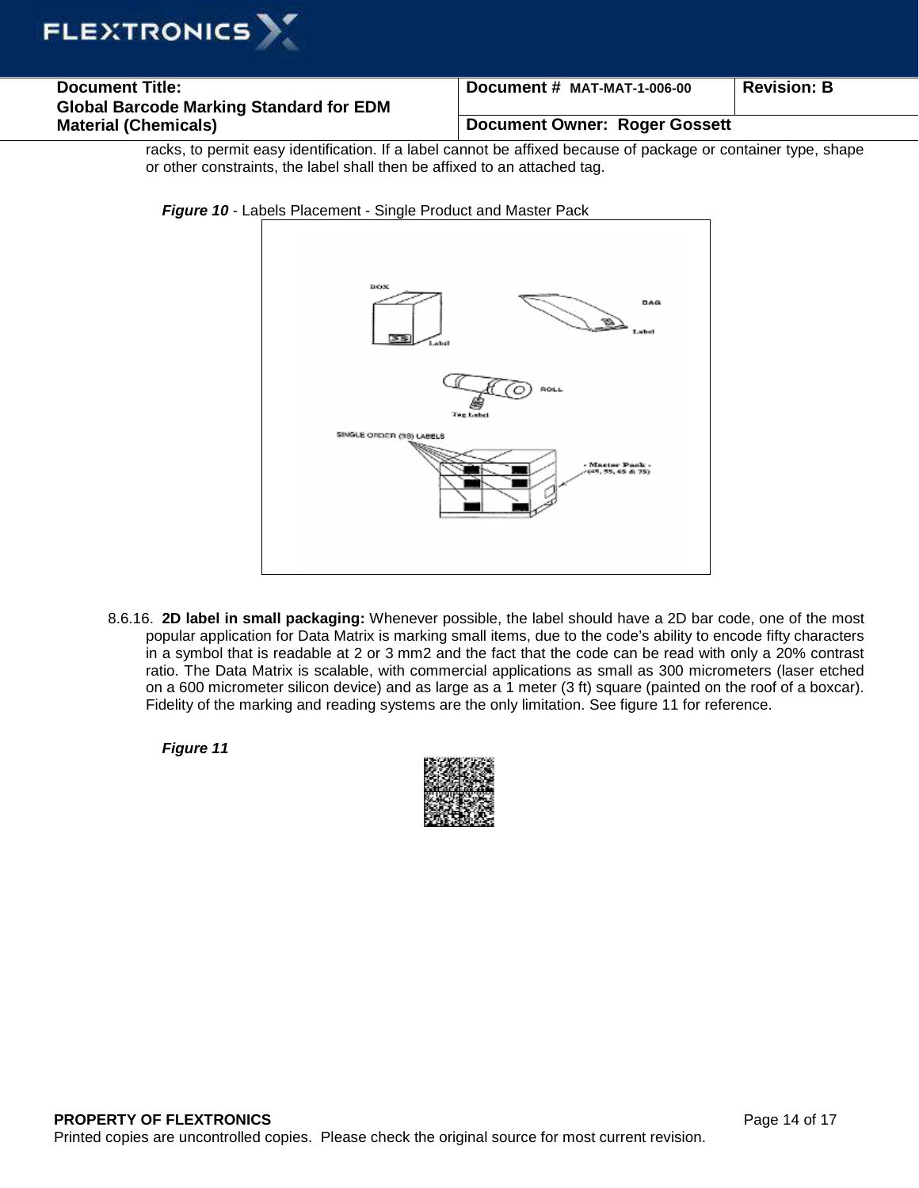racks, to permit easy identification. If a label cannot be affixed because of package or container type, shape or other constraints, the label shall then be affixed to an attached tag.

***Figure 10*** - Labels Placement - Single Product and Master Pack

8.6.16. **2D label in small packaging:** Whenever possible, the label should have a 2D bar code, one of the most popular application for Data Matrix is marking small items, due to the code's ability to encode fifty characters in a symbol that is readable at 2 or 3 mm2 and the fact that the code can be read with only a 20% contrast ratio. The Data Matrix is scalable, with commercial applications as small as 300 micrometers (laser etched on a 600 micrometer silicon device) and as large as a 1 meter (3 ft) square (painted on the roof of a boxcar). Fidelity of the marking and reading systems are the only limitation. See figure 11 for reference.

***Figure 11***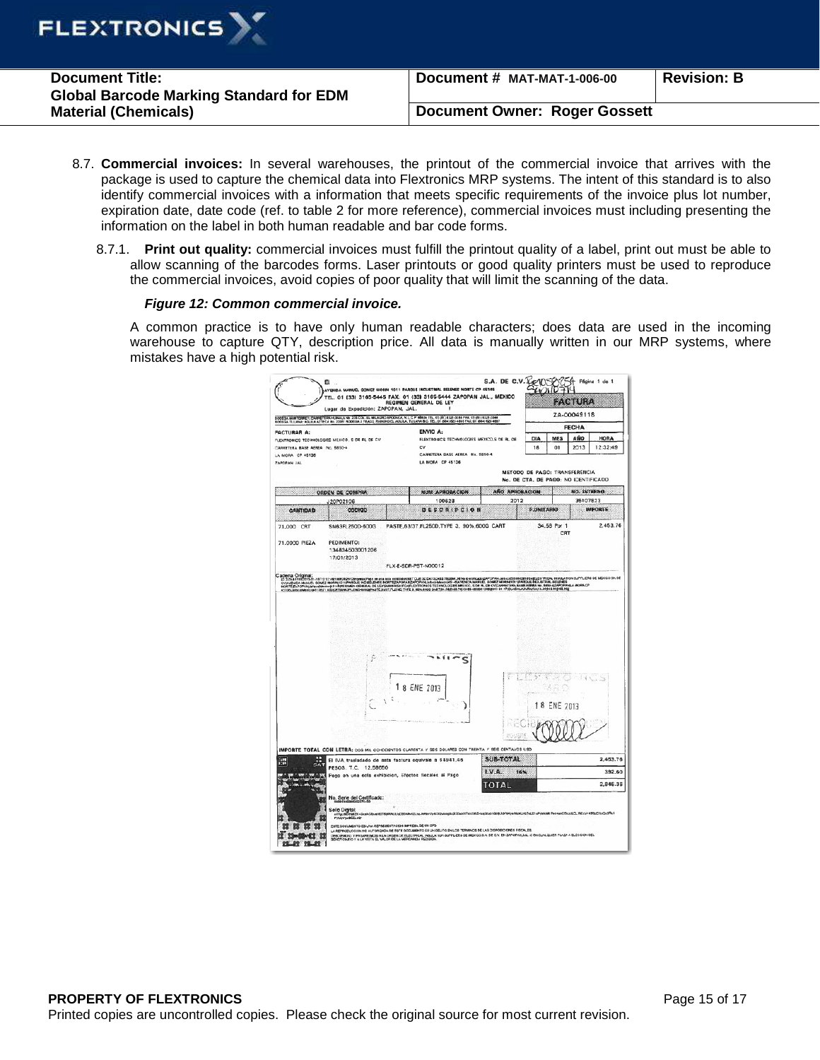8.7. **Commercial invoices:** In several warehouses, the printout of the commercial invoice that arrives with the package is used to capture the chemical data into Flextronics MRP systems. The intent of this standard is to also identify commercial invoices with a information that meets specific requirements of the invoice plus lot number, expiration date, date code (ref. to table 2 for more reference), commercial invoices must including presenting the information on the label in both human readable and bar code forms.

8.7.1. **Print out quality:** commercial invoices must fulfill the printout quality of a label, print out must be able to allow scanning of the barcodes forms. Laser printouts or good quality printers must be used to reproduce the commercial invoices, avoid copies of poor quality that will limit the scanning of the data.

***Figure 12: Common commercial invoice.***

A common practice is to have only human readable characters; does data are used in the incoming warehouse to capture QTY, description price. All data is manually written in our MRP systems, where mistakes have a high potential risk.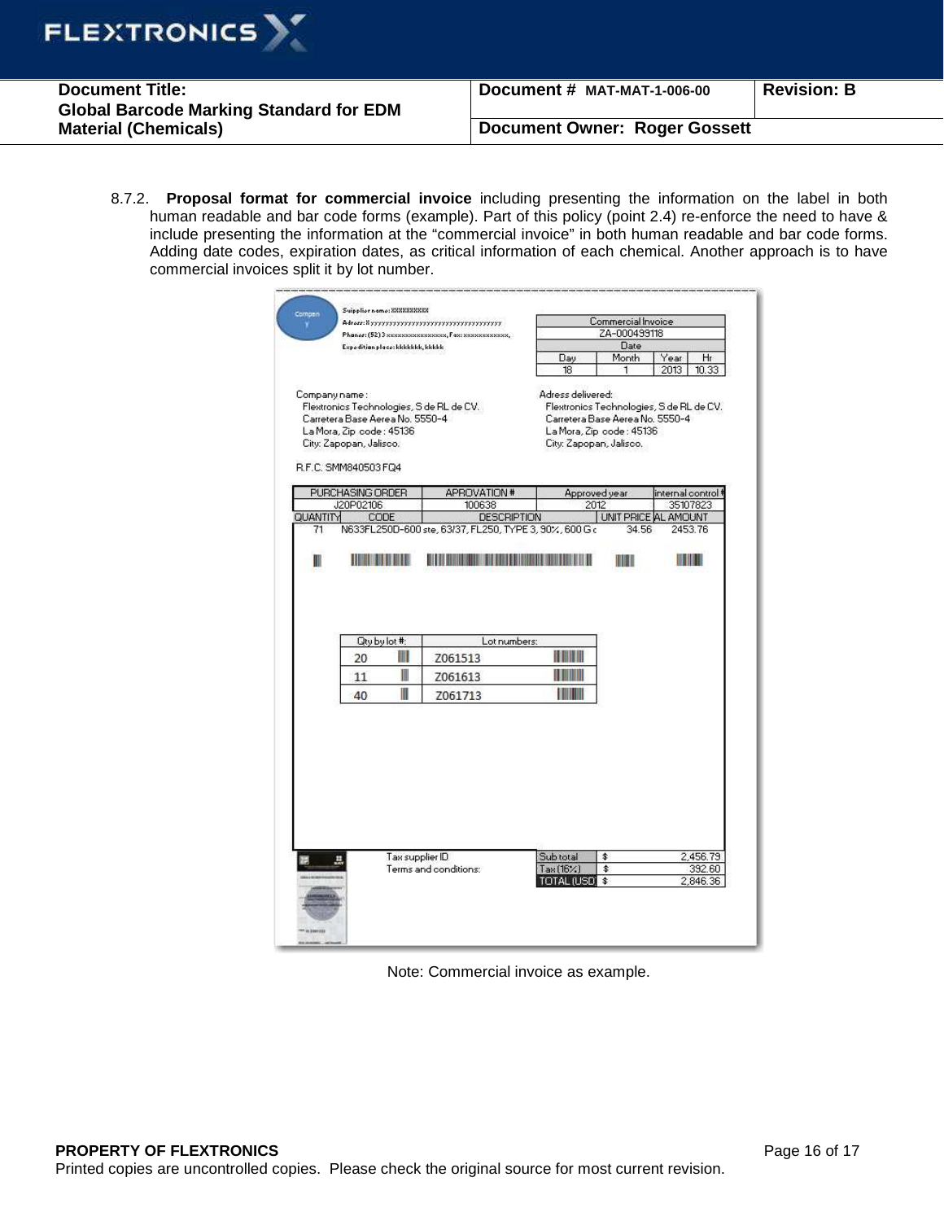8.7.2. **Proposal format for commercial invoice** including presenting the information on the label in both human readable and bar code forms (example). Part of this policy (point 2.4) re-enforce the need to have & include presenting the information at the "commercial invoice" in both human readable and bar code forms. Adding date codes, expiration dates, as critical information of each chemical. Another approach is to have commercial invoices split it by lot number.

Compen y

Suipplier name: XXXXXXXXXX
Adress: llyyyyyyyyyyyyyyyyyyyyyyyyyyyyyy
Phones: (52) 3 xxxxxxxxxxxxxxx, Fax: xxxxxxxxxxx,
Expedition place: kkkkkkk, kkkkk

| Commercial Invoice | | | |
|---|---|---|---|
| ZA-000499118 | | | |
| Date | | | |
| Day | Month | Year | Hr |
| 18 | 1 | 2013 | 10.33 |

Company name:
Flextronics Technologies, S de RL de CV.
Carretera Base Aerea No. 5550-4
La Mora, Zip code: 45136
City: Zapopan, Jalisco.

Adress delivered:
Flextronics Technologies, S de RL de CV.
Carretera Base Aerea No. 5550-4
La Mora, Zip code: 45136
City: Zapopan, Jalisco.

R.F.C. SMM840503 FQ4

| PURCHASING ORDER | APROVATION # | Approved year | internal control # |
|---|---|---|---|
| J20P02106 | 100638 | 2012 | 35107823 |

| QUANTITY | CODE | DESCRIPTION | UNIT PRICE | AL AMOUNT |
|---|---|---|---|---|
| 71 | N633FL250D-600 | ste, 63/37, FL250, TYPE 3, 90%, 600 G c | 34.56 | 2453.76 |

| Qty by lot #: | Lot numbers: |
|---|---|
| 20 | Z061513 |
| 11 | Z061613 |
| 40 | Z061713 |

Tax supplier ID
Terms and conditions:

| Sub total | $ | 2,456.79 |
|---|---|---|
| Tax (16%) | $ | 392.60 |
| TOTAL (USD) | $ | 2,846.36 |

Note: Commercial invoice as example.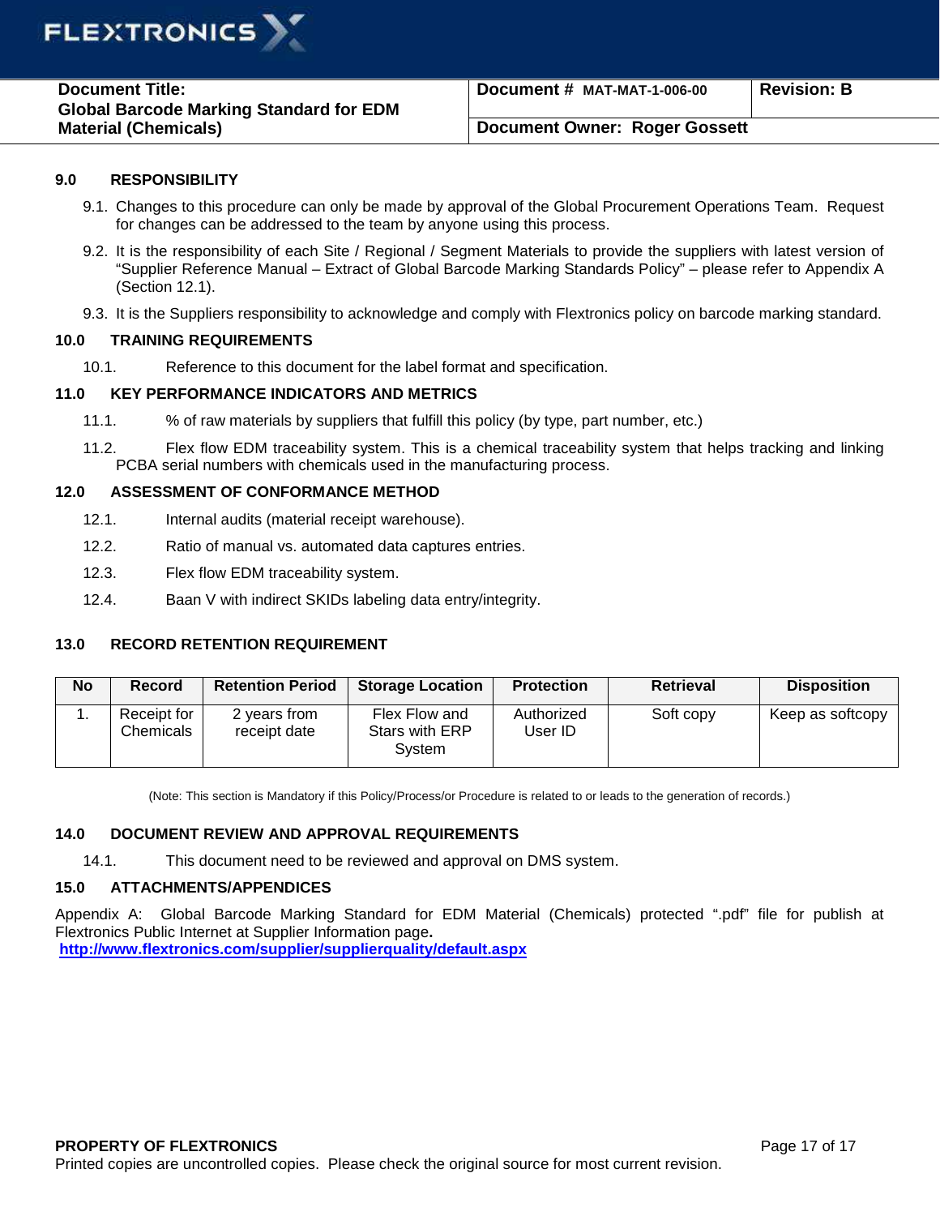## 9.0 RESPONSIBILITY

9.1. Changes to this procedure can only be made by approval of the Global Procurement Operations Team. Request for changes can be addressed to the team by anyone using this process.

9.2. It is the responsibility of each Site / Regional / Segment Materials to provide the suppliers with latest version of "Supplier Reference Manual – Extract of Global Barcode Marking Standards Policy" – please refer to Appendix A (Section 12.1).

9.3. It is the Suppliers responsibility to acknowledge and comply with Flextronics policy on barcode marking standard.

## 10.0 TRAINING REQUIREMENTS

10.1. Reference to this document for the label format and specification.

## 11.0 KEY PERFORMANCE INDICATORS AND METRICS

11.1. % of raw materials by suppliers that fulfill this policy (by type, part number, etc.)

11.2. Flex flow EDM traceability system. This is a chemical traceability system that helps tracking and linking PCBA serial numbers with chemicals used in the manufacturing process.

## 12.0 ASSESSMENT OF CONFORMANCE METHOD

12.1. Internal audits (material receipt warehouse).

12.2. Ratio of manual vs. automated data captures entries.

12.3. Flex flow EDM traceability system.

12.4. Baan V with indirect SKIDs labeling data entry/integrity.

## 13.0 RECORD RETENTION REQUIREMENT

| No | Record | Retention Period | Storage Location | Protection | Retrieval | Disposition |
|---|---|---|---|---|---|---|
| 1. | Receipt for Chemicals | 2 years from receipt date | Flex Flow and Stars with ERP System | Authorized User ID | Soft copy | Keep as softcopy |

(Note: This section is Mandatory if this Policy/Process/or Procedure is related to or leads to the generation of records.)

## 14.0 DOCUMENT REVIEW AND APPROVAL REQUIREMENTS

14.1. This document need to be reviewed and approval on DMS system.

## 15.0 ATTACHMENTS/APPENDICES

Appendix A: Global Barcode Marking Standard for EDM Material (Chemicals) protected ".pdf" file for publish at Flextronics Public Internet at Supplier Information page.
**http://www.flextronics.com/supplier/supplierquality/default.aspx**